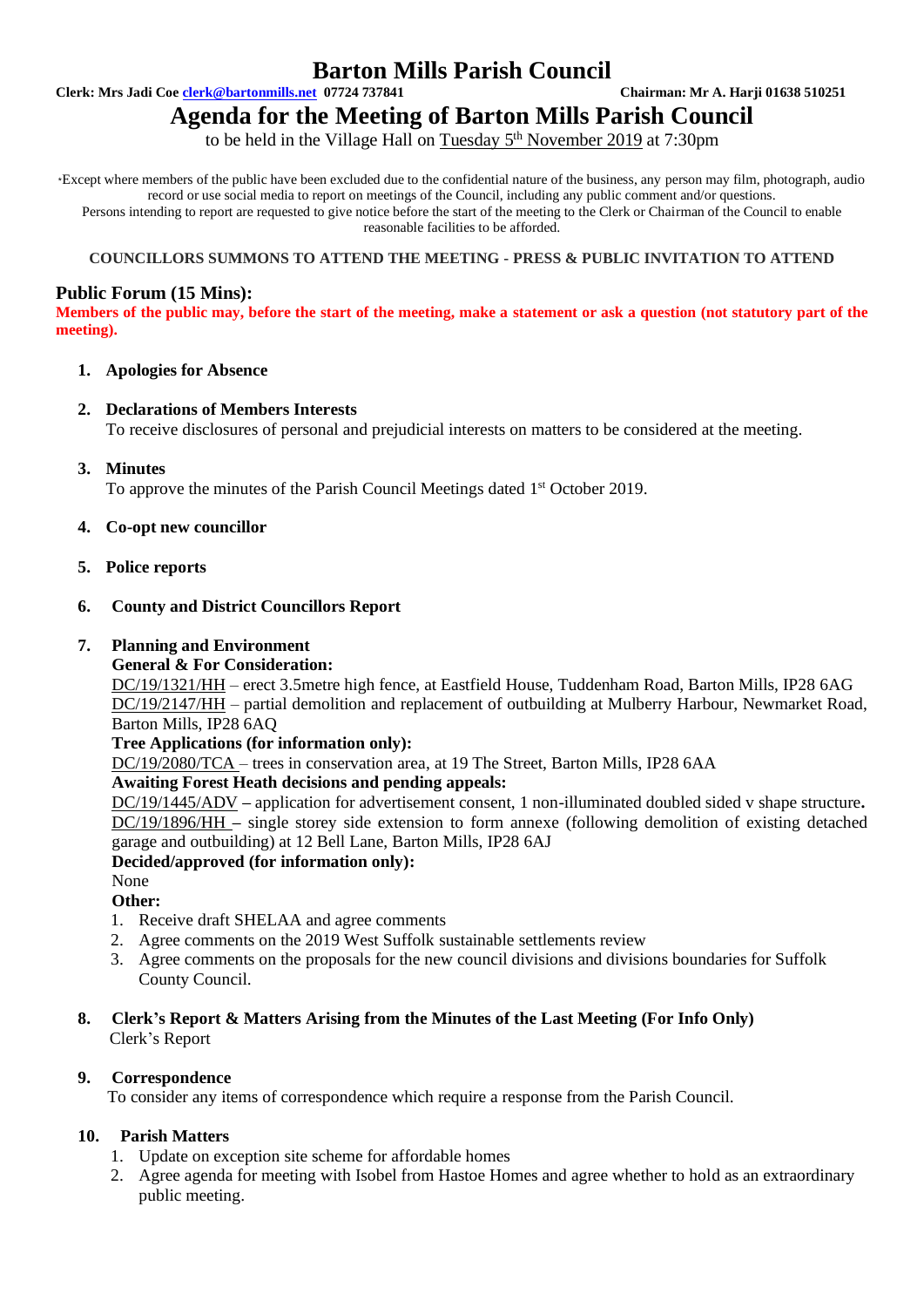# Barton Mills Parish Council

**Clerk: Mrs Jadi Coe clerk@bartonmills.net 07724 737841** **Chairman: Mr A. Harji 01638 510251**

## Agenda for the Meeting of Barton Mills Parish Council

to be held in the Village Hall on Tuesday 5th November 2019 at 7:30pm

*Except where members of the public have been excluded due to the confidential nature of the business, any person may film, photograph, audio record or use social media to report on meetings of the Council, including any public comment and/or questions.
Persons intending to report are requested to give notice before the start of the meeting to the Clerk or Chairman of the Council to enable reasonable facilities to be afforded.

**COUNCILLORS SUMMONS TO ATTEND THE MEETING - PRESS & PUBLIC INVITATION TO ATTEND**

### Public Forum (15 Mins):

**Members of the public may, before the start of the meeting, make a statement or ask a question (not statutory part of the meeting).**

1. **Apologies for Absence**

2. **Declarations of Members Interests**
   To receive disclosures of personal and prejudicial interests on matters to be considered at the meeting.

3. **Minutes**
   To approve the minutes of the Parish Council Meetings dated 1st October 2019.

4. **Co-opt new councillor**

5. **Police reports**

6. **County and District Councillors Report**

7. **Planning and Environment**
   **General & For Consideration:**
   DC/19/1321/HH – erect 3.5metre high fence, at Eastfield House, Tuddenham Road, Barton Mills, IP28 6AG
   DC/19/2147/HH – partial demolition and replacement of outbuilding at Mulberry Harbour, Newmarket Road, Barton Mills, IP28 6AQ
   **Tree Applications (for information only):**
   DC/19/2080/TCA – trees in conservation area, at 19 The Street, Barton Mills, IP28 6AA
   **Awaiting Forest Heath decisions and pending appeals:**
   DC/19/1445/ADV **–** application for advertisement consent, 1 non-illuminated doubled sided v shape structure**.**
   DC/19/1896/HH **–** single storey side extension to form annexe (following demolition of existing detached garage and outbuilding) at 12 Bell Lane, Barton Mills, IP28 6AJ
   **Decided/approved (for information only):**
   None
   **Other:**
   1. Receive draft SHELAA and agree comments
   2. Agree comments on the 2019 West Suffolk sustainable settlements review
   3. Agree comments on the proposals for the new council divisions and divisions boundaries for Suffolk County Council.

8. **Clerk's Report & Matters Arising from the Minutes of the Last Meeting (For Info Only)**
   Clerk's Report

9. **Correspondence**
   To consider any items of correspondence which require a response from the Parish Council.

10. **Parish Matters**
    1. Update on exception site scheme for affordable homes
    2. Agree agenda for meeting with Isobel from Hastoe Homes and agree whether to hold as an extraordinary public meeting.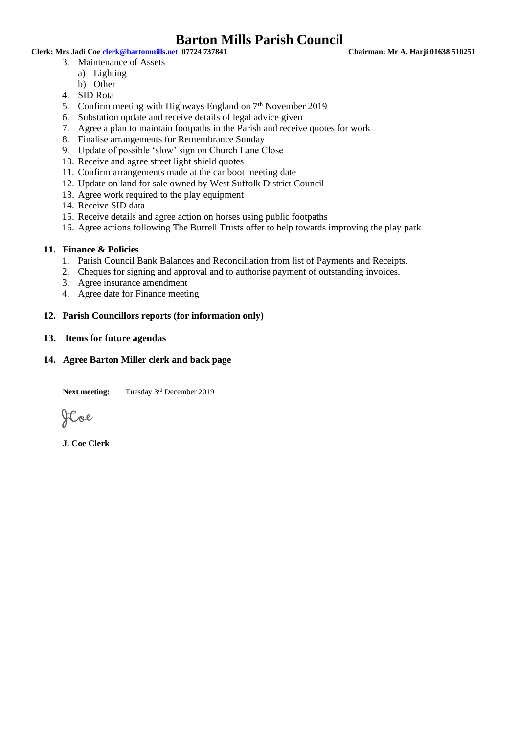3. Maintenance of Assets
    a) Lighting
    b) Other
4. SID Rota
5. Confirm meeting with Highways England on 7th November 2019
6. Substation update and receive details of legal advice given
7. Agree a plan to maintain footpaths in the Parish and receive quotes for work
8. Finalise arrangements for Remembrance Sunday
9. Update of possible 'slow' sign on Church Lane Close
10. Receive and agree street light shield quotes
11. Confirm arrangements made at the car boot meeting date
12. Update on land for sale owned by West Suffolk District Council
13. Agree work required to the play equipment
14. Receive SID data
15. Receive details and agree action on horses using public footpaths
16. Agree actions following The Burrell Trusts offer to help towards improving the play park

**11. Finance & Policies**

1. Parish Council Bank Balances and Reconciliation from list of Payments and Receipts.
2. Cheques for signing and approval and to authorise payment of outstanding invoices.
3. Agree insurance amendment
4. Agree date for Finance meeting

**12. Parish Councillors reports (for information only)**

**13. Items for future agendas**

**14. Agree Barton Miller clerk and back page**

**Next meeting:** Tuesday 3rd December 2019

JCoe

**J. Coe Clerk**